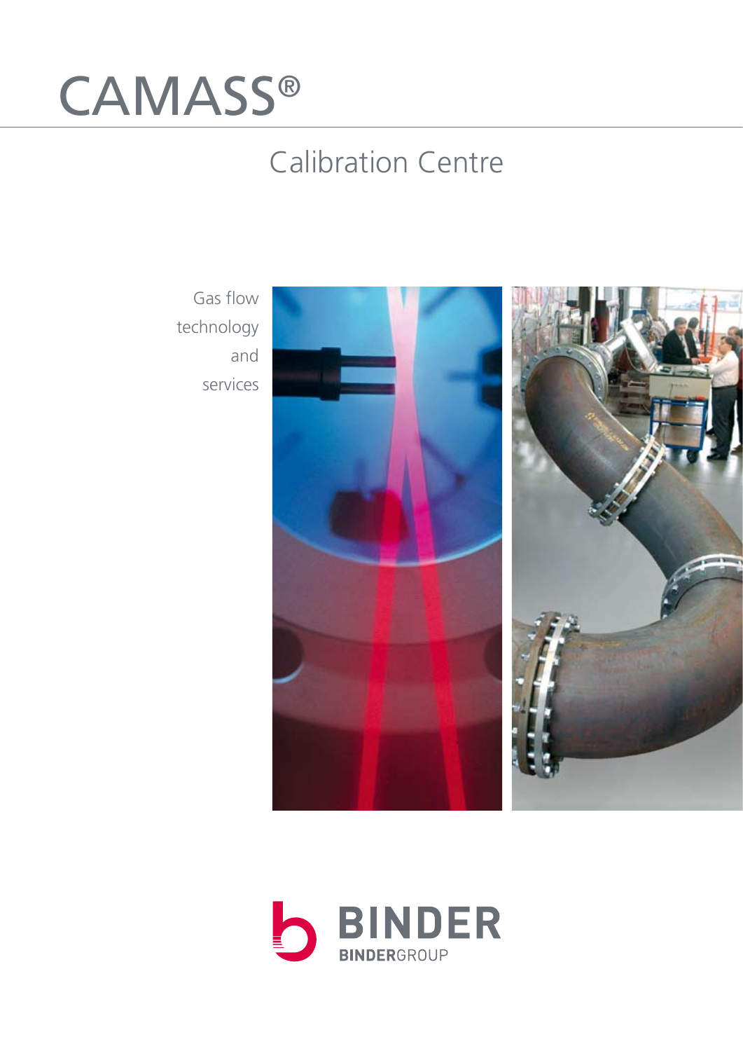# CAMASS®

## Calibration Centre

Gas flow technology and services

BINDER

BINDERGROUP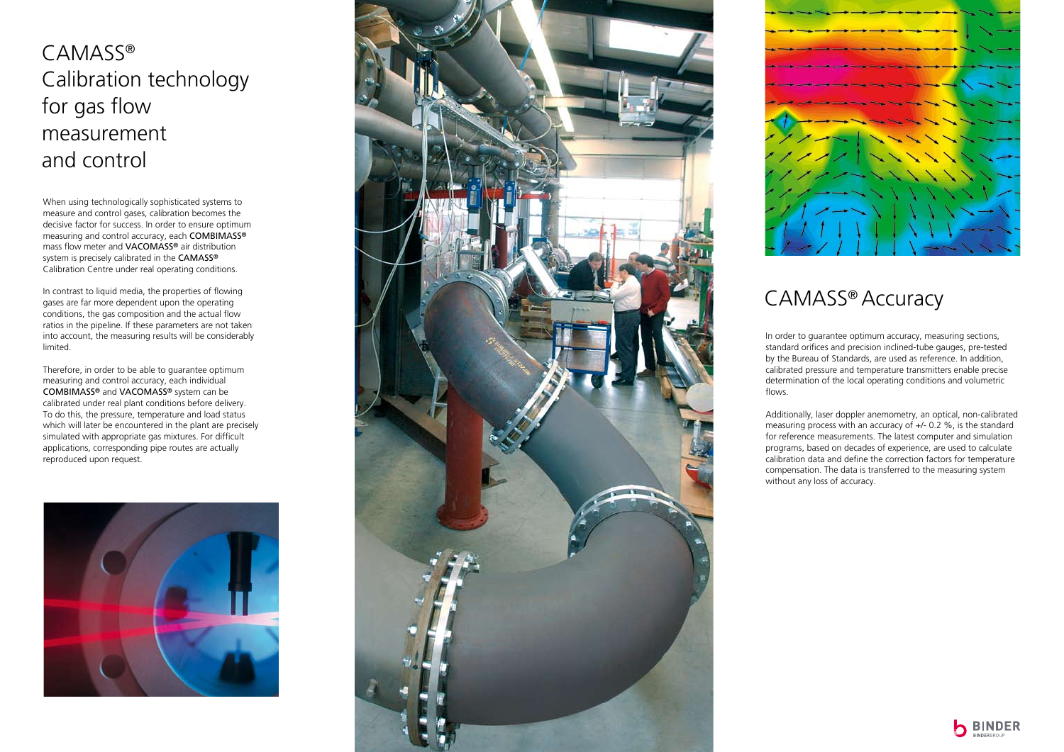# CAMASS® Calibration technology for gas flow measurement and control

When using technologically sophisticated systems to measure and control gases, calibration becomes the decisive factor for success. In order to ensure optimum measuring and control accuracy, each **COMBIMASS®** mass flow meter and **VACOMASS®** air distribution system is precisely calibrated in the **CAMASS®** Calibration Centre under real operating conditions.

In contrast to liquid media, the properties of flowing gases are far more dependent upon the operating conditions, the gas composition and the actual flow ratios in the pipeline. If these parameters are not taken into account, the measuring results will be considerably limited.

Therefore, in order to be able to guarantee optimum measuring and control accuracy, each individual **COMBIMASS®** and **VACOMASS®** system can be calibrated under real plant conditions before delivery. To do this, the pressure, temperature and load status which will later be encountered in the plant are precisely simulated with appropriate gas mixtures. For difficult applications, corresponding pipe routes are actually reproduced upon request.

# CAMASS® Accuracy

In order to guarantee optimum accuracy, measuring sections, standard orifices and precision inclined-tube gauges, pre-tested by the Bureau of Standards, are used as reference. In addition, calibrated pressure and temperature transmitters enable precise determination of the local operating conditions and volumetric flows.

Additionally, laser doppler anemometry, an optical, non-calibrated measuring process with an accuracy of +/- 0.2 %, is the standard for reference measurements. The latest computer and simulation programs, based on decades of experience, are used to calculate calibration data and define the correction factors for temperature compensation. The data is transferred to the measuring system without any loss of accuracy.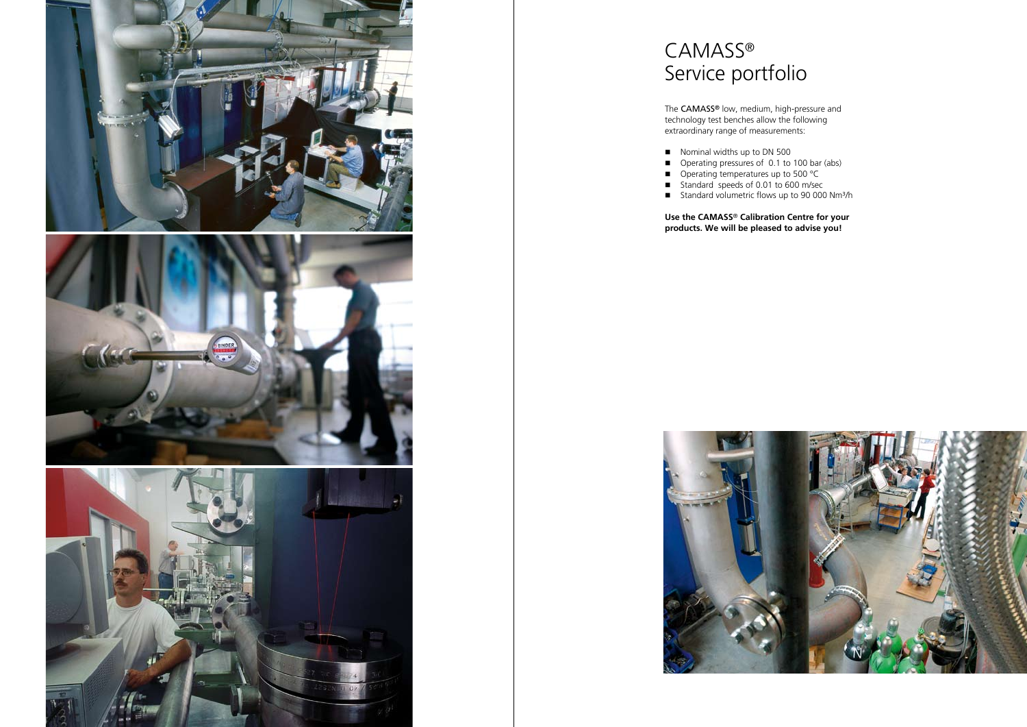# CAMASS®
# Service portfolio

The **CAMASS®** low, medium, high-pressure and technology test benches allow the following extraordinary range of measurements:

- Nominal widths up to DN 500
- Operating pressures of 0.1 to 100 bar (abs)
- Operating temperatures up to 500 °C
- Standard speeds of 0.01 to 600 m/sec
- Standard volumetric flows up to 90 000 $Nm^3/h$

**Use the CAMASS® Calibration Centre for your products. We will be pleased to advise you!**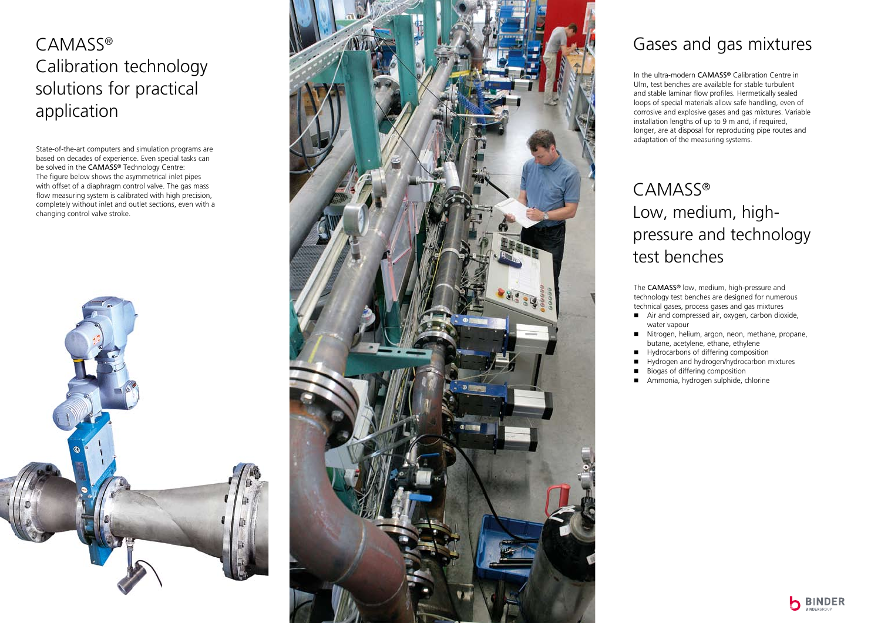# CAMASS® Calibration technology solutions for practical application

State-of-the-art computers and simulation programs are based on decades of experience. Even special tasks can be solved in the **CAMASS®** Technology Centre: The figure below shows the asymmetrical inlet pipes with offset of a diaphragm control valve. The gas mass flow measuring system is calibrated with high precision, completely without inlet and outlet sections, even with a changing control valve stroke.

# Gases and gas mixtures

In the ultra-modern **CAMASS®** Calibration Centre in Ulm, test benches are available for stable turbulent and stable laminar flow profiles. Hermetically sealed loops of special materials allow safe handling, even of corrosive and explosive gases and gas mixtures. Variable installation lengths of up to 9 m and, if required, longer, are at disposal for reproducing pipe routes and adaptation of the measuring systems.

# CAMASS® Low, medium, high-pressure and technology test benches

The **CAMASS®** low, medium, high-pressure and technology test benches are designed for numerous technical gases, process gases and gas mixtures

- Air and compressed air, oxygen, carbon dioxide, water vapour
- Nitrogen, helium, argon, neon, methane, propane, butane, acetylene, ethane, ethylene
- Hydrocarbons of differing composition
- Hydrogen and hydrogen/hydrocarbon mixtures
- Biogas of differing composition
- Ammonia, hydrogen sulphide, chlorine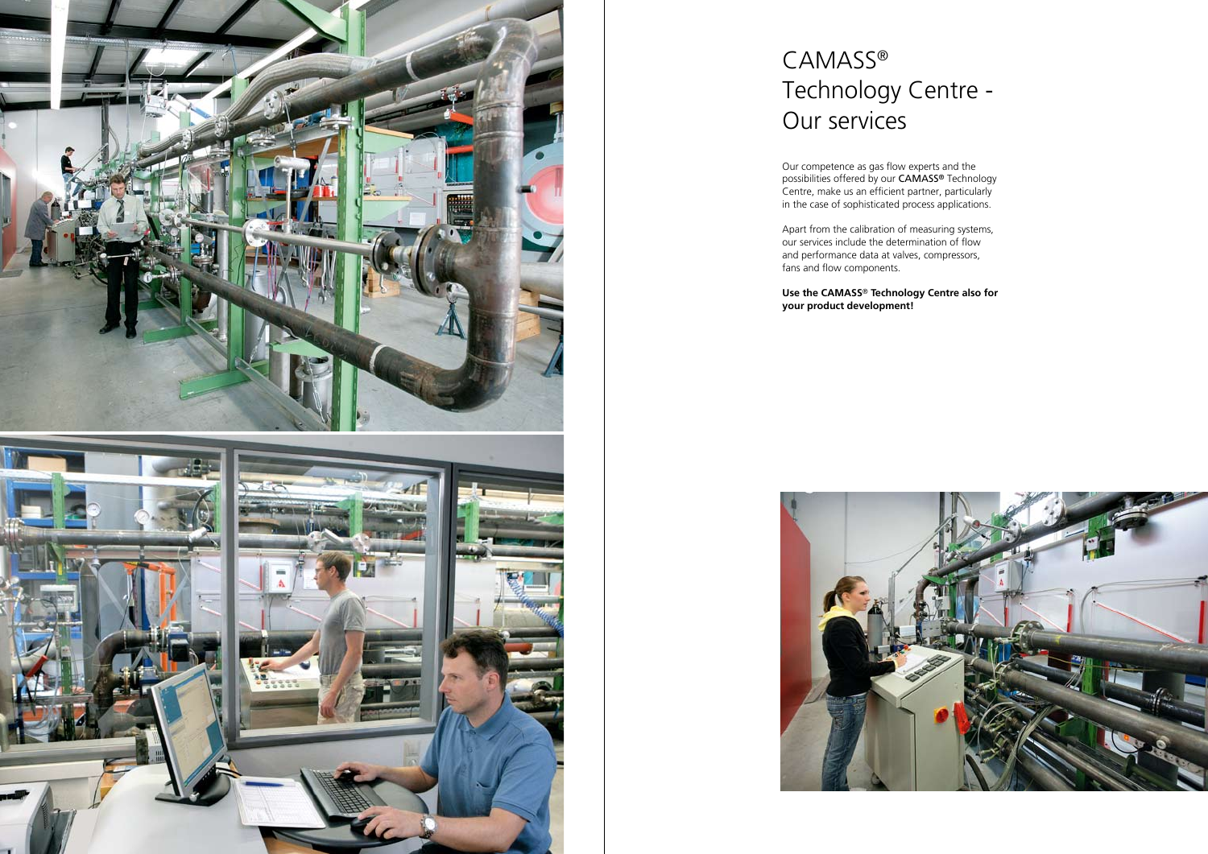# CAMASS® Technology Centre - Our services

Our competence as gas flow experts and the possibilities offered by our **CAMASS®** Technology Centre, make us an efficient partner, particularly in the case of sophisticated process applications.

Apart from the calibration of measuring systems, our services include the determination of flow and performance data at valves, compressors, fans and flow components.

**Use the CAMASS® Technology Centre also for your product development!**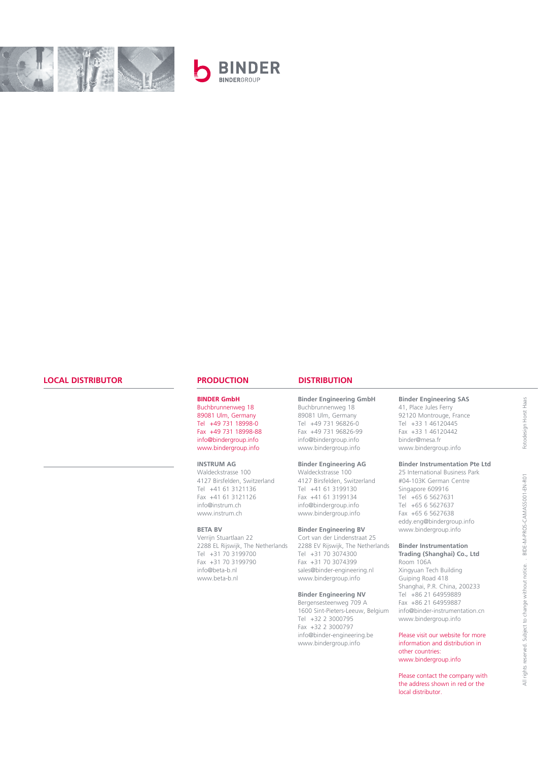BINDER
BINDERGROUP

## LOCAL DISTRIBUTOR

## PRODUCTION

**BINDER GmbH**
Buchbrunnenweg 18
89081 Ulm, Germany
Tel +49 731 18998-0
Fax +49 731 18998-88
info@bindergroup.info
www.bindergroup.info

**INSTRUM AG**
Waldeckstrasse 100
4127 Birsfelden, Switzerland
Tel +41 61 3121136
Fax +41 61 3121126
info@instrum.ch
www.instrum.ch

**BETA BV**
Verrijn Stuartlaan 22
2288 EL Rijswijk, The Netherlands
Tel +31 70 3199700
Fax +31 70 3199790
info@beta-b.nl
www.beta-b.nl

## DISTRIBUTION

**Binder Engineering GmbH**
Buchbrunnenweg 18
89081 Ulm, Germany
Tel +49 731 96826-0
Fax +49 731 96826-99
info@bindergroup.info
www.bindergroup.info

**Binder Engineering AG**
Waldeckstrasse 100
4127 Birsfelden, Switzerland
Tel +41 61 3199130
Fax +41 61 3199134
info@bindergroup.info
www.bindergroup.info

**Binder Engineering BV**
Cort van der Lindenstraat 25
2288 EV Rijswijk, The Netherlands
Tel +31 70 3074300
Fax +31 70 3074399
sales@binder-engineering.nl
www.bindergroup.info

**Binder Engineering NV**
Bergensesteenweg 709 A
1600 Sint-Pieters-Leeuw, Belgium
Tel +32 2 3000795
Fax +32 2 3000797
info@binder-engineering.be
www.bindergroup.info

**Binder Engineering SAS**
41, Place Jules Ferry
92120 Montrouge, France
Tel +33 1 46120445
Fax +33 1 46120442
binder@mesa.fr
www.bindergroup.info

**Binder Instrumentation Pte Ltd**
25 International Business Park
#04-103K German Centre
Singapore 609916
Tel +65 6 5627631
Tel +65 6 5627637
Fax +65 6 5627638
eddy.eng@bindergroup.info
www.bindergroup.info

**Binder Instrumentation Trading (Shanghai) Co., Ltd**
Room 106A
Xingyuan Tech Building
Guiping Road 418
Shanghai, P.R. China, 200233
Tel +86 21 64959889
Fax +86 21 64959887
info@binder-instrumentation.cn
www.bindergroup.info

Please visit our website for more information and distribution in other countries:
www.bindergroup.info

Please contact the company with the address shown in red or the local distributor.

All rights reserved. Subject to change without notice. . BIDE-M-PROS-CAMASS001-EN-R01 Fotodesign Horst Haas